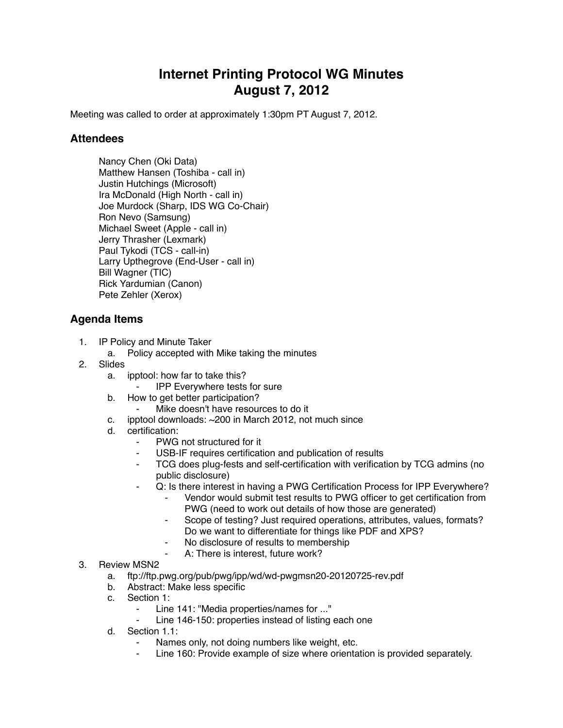# Internet Printing Protocol WG Minutes
# August 7, 2012

Meeting was called to order at approximately 1:30pm PT August 7, 2012.

## Attendees

Nancy Chen (Oki Data)
Matthew Hansen (Toshiba - call in)
Justin Hutchings (Microsoft)
Ira McDonald (High North - call in)
Joe Murdock (Sharp, IDS WG Co-Chair)
Ron Nevo (Samsung)
Michael Sweet (Apple - call in)
Jerry Thrasher (Lexmark)
Paul Tykodi (TCS - call-in)
Larry Upthegrove (End-User - call in)
Bill Wagner (TIC)
Rick Yardumian (Canon)
Pete Zehler (Xerox)

## Agenda Items

1. IP Policy and Minute Taker
   a. Policy accepted with Mike taking the minutes
2. Slides
   a. ipptool: how far to take this?
      - IPP Everywhere tests for sure
   b. How to get better participation?
      - Mike doesn't have resources to do it
   c. ipptool downloads: ~200 in March 2012, not much since
   d. certification:
      - PWG not structured for it
      - USB-IF requires certification and publication of results
      - TCG does plug-fests and self-certification with verification by TCG admins (no public disclosure)
      - Q: Is there interest in having a PWG Certification Process for IPP Everywhere?
         - Vendor would submit test results to PWG officer to get certification from PWG (need to work out details of how those are generated)
         - Scope of testing? Just required operations, attributes, values, formats? Do we want to differentiate for things like PDF and XPS?
         - No disclosure of results to membership
         - A: There is interest, future work?
3. Review MSN2
   a. ftp://ftp.pwg.org/pub/pwg/ipp/wd/wd-pwgmsn20-20120725-rev.pdf
   b. Abstract: Make less specific
   c. Section 1:
      - Line 141: "Media properties/names for ..."
      - Line 146-150: properties instead of listing each one
   d. Section 1.1:
      - Names only, not doing numbers like weight, etc.
      - Line 160: Provide example of size where orientation is provided separately.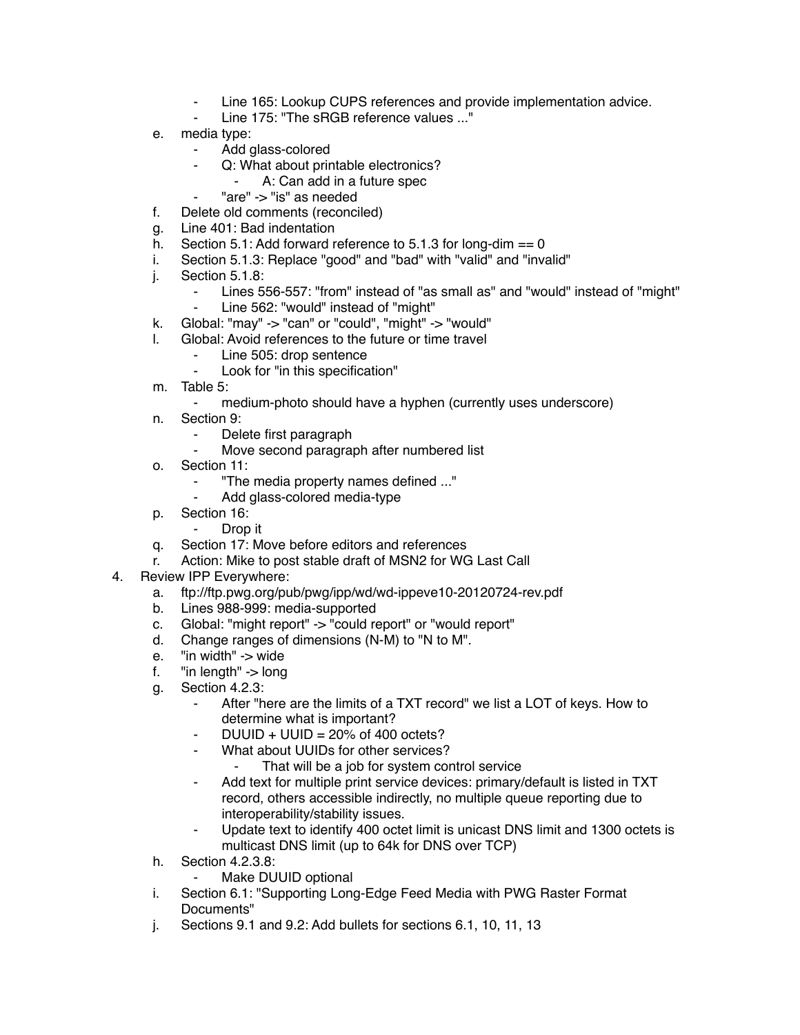- Line 165: Lookup CUPS references and provide implementation advice.
    - Line 175: "The sRGB reference values ..."

   e. media type:
      - Add glass-colored
      - Q: What about printable electronics?
         - A: Can add in a future spec
      - "are" -> "is" as needed
   f. Delete old comments (reconciled)
   g. Line 401: Bad indentation
   h. Section 5.1: Add forward reference to 5.1.3 for long-dim == 0
   i. Section 5.1.3: Replace "good" and "bad" with "valid" and "invalid"
   j. Section 5.1.8:
      - Lines 556-557: "from" instead of "as small as" and "would" instead of "might"
      - Line 562: "would" instead of "might"
   k. Global: "may" -> "can" or "could", "might" -> "would"
   l. Global: Avoid references to the future or time travel
      - Line 505: drop sentence
      - Look for "in this specification"
   m. Table 5:
      - medium-photo should have a hyphen (currently uses underscore)
   n. Section 9:
      - Delete first paragraph
      - Move second paragraph after numbered list
   o. Section 11:
      - "The media property names defined ..."
      - Add glass-colored media-type
   p. Section 16:
      - Drop it
   q. Section 17: Move before editors and references
   r. Action: Mike to post stable draft of MSN2 for WG Last Call

4. Review IPP Everywhere:
   a. ftp://ftp.pwg.org/pub/pwg/ipp/wd/wd-ippeve10-20120724-rev.pdf
   b. Lines 988-999: media-supported
   c. Global: "might report" -> "could report" or "would report"
   d. Change ranges of dimensions (N-M) to "N to M".
   e. "in width" -> wide
   f. "in length" -> long
   g. Section 4.2.3:
      - After "here are the limits of a TXT record" we list a LOT of keys. How to determine what is important?
      - DUUID + UUID = 20% of 400 octets?
      - What about UUIDs for other services?
         - That will be a job for system control service
      - Add text for multiple print service devices: primary/default is listed in TXT record, others accessible indirectly, no multiple queue reporting due to interoperability/stability issues.
      - Update text to identify 400 octet limit is unicast DNS limit and 1300 octets is multicast DNS limit (up to 64k for DNS over TCP)
   h. Section 4.2.3.8:
      - Make DUUID optional
   i. Section 6.1: "Supporting Long-Edge Feed Media with PWG Raster Format Documents"
   j. Sections 9.1 and 9.2: Add bullets for sections 6.1, 10, 11, 13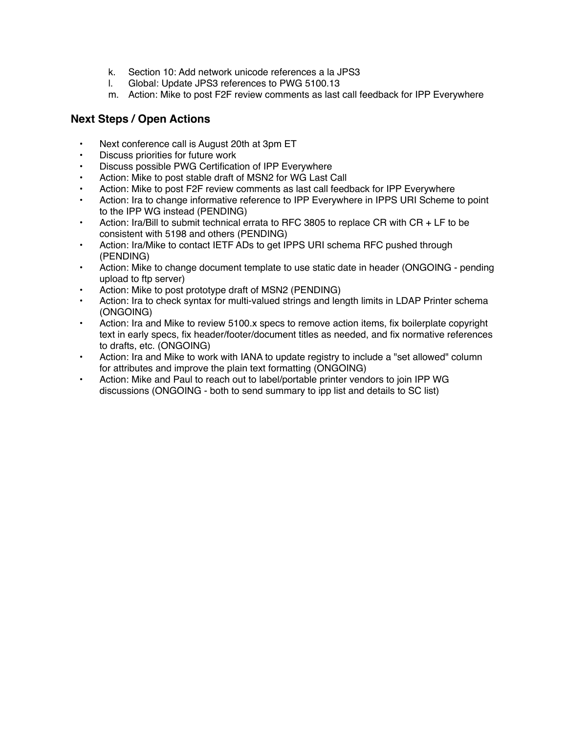k. Section 10: Add network unicode references a la JPS3
l. Global: Update JPS3 references to PWG 5100.13
m. Action: Mike to post F2F review comments as last call feedback for IPP Everywhere

## Next Steps / Open Actions

- Next conference call is August 20th at 3pm ET
- Discuss priorities for future work
- Discuss possible PWG Certification of IPP Everywhere
- Action: Mike to post stable draft of MSN2 for WG Last Call
- Action: Mike to post F2F review comments as last call feedback for IPP Everywhere
- Action: Ira to change informative reference to IPP Everywhere in IPPS URI Scheme to point to the IPP WG instead (PENDING)
- Action: Ira/Bill to submit technical errata to RFC 3805 to replace CR with CR + LF to be consistent with 5198 and others (PENDING)
- Action: Ira/Mike to contact IETF ADs to get IPPS URI schema RFC pushed through (PENDING)
- Action: Mike to change document template to use static date in header (ONGOING - pending upload to ftp server)
- Action: Mike to post prototype draft of MSN2 (PENDING)
- Action: Ira to check syntax for multi-valued strings and length limits in LDAP Printer schema (ONGOING)
- Action: Ira and Mike to review 5100.x specs to remove action items, fix boilerplate copyright text in early specs, fix header/footer/document titles as needed, and fix normative references to drafts, etc. (ONGOING)
- Action: Ira and Mike to work with IANA to update registry to include a "set allowed" column for attributes and improve the plain text formatting (ONGOING)
- Action: Mike and Paul to reach out to label/portable printer vendors to join IPP WG discussions (ONGOING - both to send summary to ipp list and details to SC list)